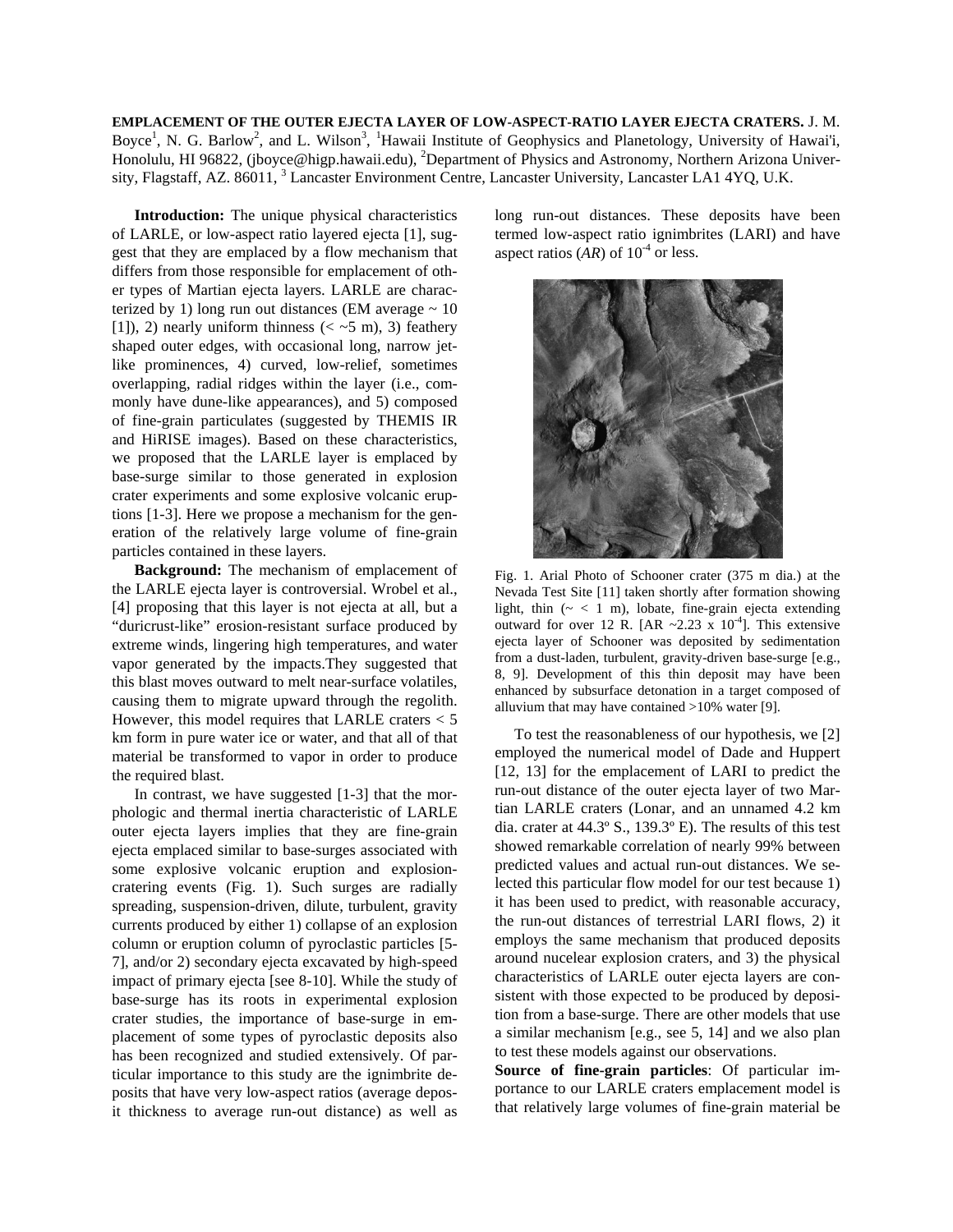**EMPLACEMENT OF THE OUTER EJECTA LAYER OF LOW-ASPECT-RATIO LAYER EJECTA CRATERS.** J. M. Boyce[1], N. G. Barlow[2], and L. Wilson[3], [1]Hawaii Institute of Geophysics and Planetology, University of Hawai'i, Honolulu, HI 96822, (jboyce@higp.hawaii.edu), [2]Department of Physics and Astronomy, Northern Arizona University, Flagstaff, AZ. 86011, [3] Lancaster Environment Centre, Lancaster University, Lancaster LA1 4YQ, U.K.

**Introduction:** The unique physical characteristics of LARLE, or low-aspect ratio layered ejecta [1], suggest that they are emplaced by a flow mechanism that differs from those responsible for emplacement of other types of Martian ejecta layers. LARLE are characterized by 1) long run out distances (EM average ~ 10 [1]), 2) nearly uniform thinness (< ~5 m), 3) feathery shaped outer edges, with occasional long, narrow jet-like prominences, 4) curved, low-relief, sometimes overlapping, radial ridges within the layer (i.e., commonly have dune-like appearances), and 5) composed of fine-grain particulates (suggested by THEMIS IR and HiRISE images). Based on these characteristics, we proposed that the LARLE layer is emplaced by base-surge similar to those generated in explosion crater experiments and some explosive volcanic eruptions [1-3]. Here we propose a mechanism for the generation of the relatively large volume of fine-grain particles contained in these layers.

**Background:** The mechanism of emplacement of the LARLE ejecta layer is controversial. Wrobel et al., [4] proposing that this layer is not ejecta at all, but a "duricrust-like" erosion-resistant surface produced by extreme winds, lingering high temperatures, and water vapor generated by the impacts.They suggested that this blast moves outward to melt near-surface volatiles, causing them to migrate upward through the regolith. However, this model requires that LARLE craters < 5 km form in pure water ice or water, and that all of that material be transformed to vapor in order to produce the required blast.

In contrast, we have suggested [1-3] that the morphologic and thermal inertia characteristic of LARLE outer ejecta layers implies that they are fine-grain ejecta emplaced similar to base-surges associated with some explosive volcanic eruption and explosion-cratering events (Fig. 1). Such surges are radially spreading, suspension-driven, dilute, turbulent, gravity currents produced by either 1) collapse of an explosion column or eruption column of pyroclastic particles [5-7], and/or 2) secondary ejecta excavated by high-speed impact of primary ejecta [see 8-10]. While the study of base-surge has its roots in experimental explosion crater studies, the importance of base-surge in emplacement of some types of pyroclastic deposits also has been recognized and studied extensively. Of particular importance to this study are the ignimbrite deposits that have very low-aspect ratios (average deposit thickness to average run-out distance) as well as long run-out distances. These deposits have been termed low-aspect ratio ignimbrites (LARI) and have aspect ratios (*AR*) of $10^{-4}$ or less.

Fig. 1. Arial Photo of Schooner crater (375 m dia.) at the Nevada Test Site [11] taken shortly after formation showing light, thin (~ < 1 m), lobate, fine-grain ejecta extending outward for over 12 R. [AR ~2.23 x $10^{-4}$]. This extensive ejecta layer of Schooner was deposited by sedimentation from a dust-laden, turbulent, gravity-driven base-surge [e.g., 8, 9]. Development of this thin deposit may have been enhanced by subsurface detonation in a target composed of alluvium that may have contained >10% water [9].

To test the reasonableness of our hypothesis, we [2] employed the numerical model of Dade and Huppert [12, 13] for the emplacement of LARI to predict the run-out distance of the outer ejecta layer of two Martian LARLE craters (Lonar, and an unnamed 4.2 km dia. crater at 44.3º S., 139.3º E). The results of this test showed remarkable correlation of nearly 99% between predicted values and actual run-out distances. We selected this particular flow model for our test because 1) it has been used to predict, with reasonable accuracy, the run-out distances of terrestrial LARI flows, 2) it employs the same mechanism that produced deposits around nucelear explosion craters, and 3) the physical characteristics of LARLE outer ejecta layers are consistent with those expected to be produced by deposition from a base-surge. There are other models that use a similar mechanism [e.g., see 5, 14] and we also plan to test these models against our observations.

**Source of fine-grain particles**: Of particular importance to our LARLE craters emplacement model is that relatively large volumes of fine-grain material be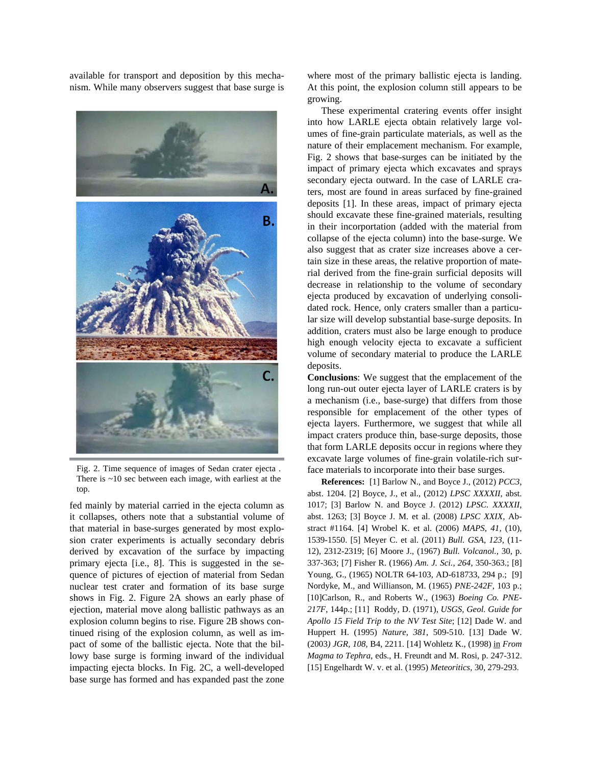available for transport and deposition by this mechanism. While many observers suggest that base surge is fed mainly by material carried in the ejecta column as it collapses, others note that a substantial volume of that material in base-surges generated by most explosion crater experiments is actually secondary debris derived by excavation of the surface by impacting primary ejecta [i.e., 8]. This is suggested in the sequence of pictures of ejection of material from Sedan nuclear test crater and formation of its base surge shows in Fig. 2. Figure 2A shows an early phase of ejection, material move along ballistic pathways as an explosion column begins to rise. Figure 2B shows continued rising of the explosion column, as well as impact of some of the ballistic ejecta. Note that the billowy base surge is forming inward of the individual impacting ejecta blocks. In Fig. 2C, a well-developed base surge has formed and has expanded past the zone where most of the primary ballistic ejecta is landing. At this point, the explosion column still appears to be growing.

Fig. 2. Time sequence of images of Sedan crater ejecta . There is ~10 sec between each image, with earliest at the top.

These experimental cratering events offer insight into how LARLE ejecta obtain relatively large volumes of fine-grain particulate materials, as well as the nature of their emplacement mechanism. For example, Fig. 2 shows that base-surges can be initiated by the impact of primary ejecta which excavates and sprays secondary ejecta outward. In the case of LARLE craters, most are found in areas surfaced by fine-grained deposits [1]. In these areas, impact of primary ejecta should excavate these fine-grained materials, resulting in their incorportation (added with the material from collapse of the ejecta column) into the base-surge. We also suggest that as crater size increases above a certain size in these areas, the relative proportion of material derived from the fine-grain surficial deposits will decrease in relationship to the volume of secondary ejecta produced by excavation of underlying consolidated rock. Hence, only craters smaller than a particular size will develop substantial base-surge deposits. In addition, craters must also be large enough to produce high enough velocity ejecta to excavate a sufficient volume of secondary material to produce the LARLE deposits.

**Conclusions**: We suggest that the emplacement of the long run-out outer ejecta layer of LARLE craters is by a mechanism (i.e., base-surge) that differs from those responsible for emplacement of the other types of ejecta layers. Furthermore, we suggest that while all impact craters produce thin, base-surge deposits, those that form LARLE deposits occur in regions where they excavate large volumes of fine-grain volatile-rich surface materials to incorporate into their base surges.

**References:** [1] Barlow N., and Boyce J., (2012) *PCC3*, abst. 1204. [2] Boyce, J., et al., (2012) *LPSC XXXXII*, abst. 1017; [3] Barlow N. and Boyce J. (2012) *LPSC. XXXXII*, abst. 1263; [3] Boyce J. M. et al. (2008) *LPSC XXIX*, Abstract #1164. [4] Wrobel K. et al. (2006) *MAPS*, *41*, (10), 1539-1550. [5] Meyer C. et al. (2011) *Bull. GSA*, *123*, (11-12), 2312-2319; [6] Moore J., (1967) *Bull. Volcanol.,* 30, p. 337-363; [7] Fisher R. (1966) *Am. J. Sci., 264*, 350-363.; [8] Young, G., (1965) NOLTR 64-103, AD-618733, 294 p.; [9] Nordyke, M., and Willianson, M. (1965) *PNE-242F*, 103 p.; [10]Carlson, R., and Roberts W., (1963) *Boeing Co. PNE-217F*, 144p.; [11] Roddy, D. (1971), *USGS, Geol. Guide for Apollo 15 Field Trip to the NV Test Site*; [12] Dade W. and Huppert H. (1995) *Nature, 381*, 509-510. [13] Dade W. (2003) *JGR, 108*, B4, 2211. [14] Wohletz K., (1998) in *From Magma to Tephra*, eds., H. Freundt and M. Rosi, p. 247-312. [15] Engelhardt W. v. et al. (1995) *Meteoritics*, 30, 279-293.